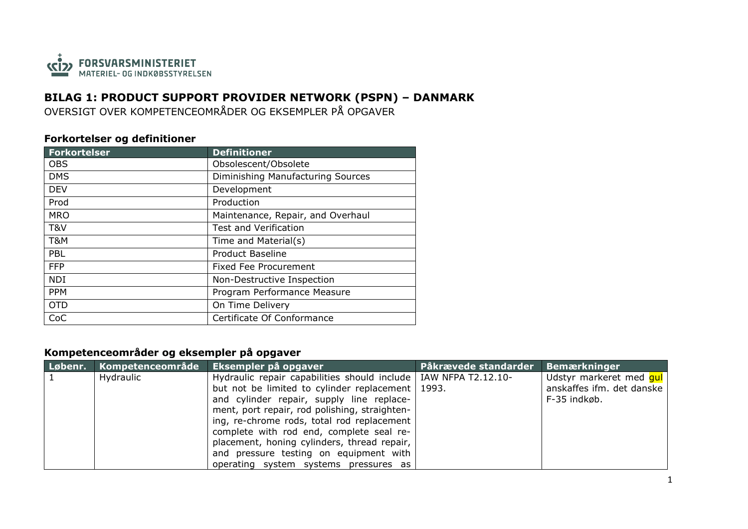FORSVARSMINISTERIET
MATERIEL- OG INDKØBSSTYRELSEN

# BILAG 1: PRODUCT SUPPORT PROVIDER NETWORK (PSPN) – DANMARK

OVERSIGT OVER KOMPETENCEOMRÅDER OG EKSEMPLER PÅ OPGAVER

### Forkortelser og definitioner

| Forkortelser | Definitioner |
|---|---|
| OBS | Obsolescent/Obsolete |
| DMS | Diminishing Manufacturing Sources |
| DEV | Development |
| Prod | Production |
| MRO | Maintenance, Repair, and Overhaul |
| T&V | Test and Verification |
| T&M | Time and Material(s) |
| PBL | Product Baseline |
| FFP | Fixed Fee Procurement |
| NDI | Non-Destructive Inspection |
| PPM | Program Performance Measure |
| OTD | On Time Delivery |
| CoC | Certificate Of Conformance |

### Kompetenceområder og eksempler på opgaver

| Løbenr. | Kompetenceområde | Eksempler på opgaver | Påkrævede standarder | Bemærkninger |
|---|---|---|---|---|
| 1 | Hydraulic | Hydraulic repair capabilities should include but not be limited to cylinder replacement and cylinder repair, supply line replacement, port repair, rod polishing, straightening, re-chrome rods, total rod replacement complete with rod end, complete seal replacement, honing cylinders, thread repair, and pressure testing on equipment with operating system systems pressures as | IAW NFPA T2.12.10-1993. | Udstyr markeret med gul anskaffes ifm. det danske F-35 indkøb. |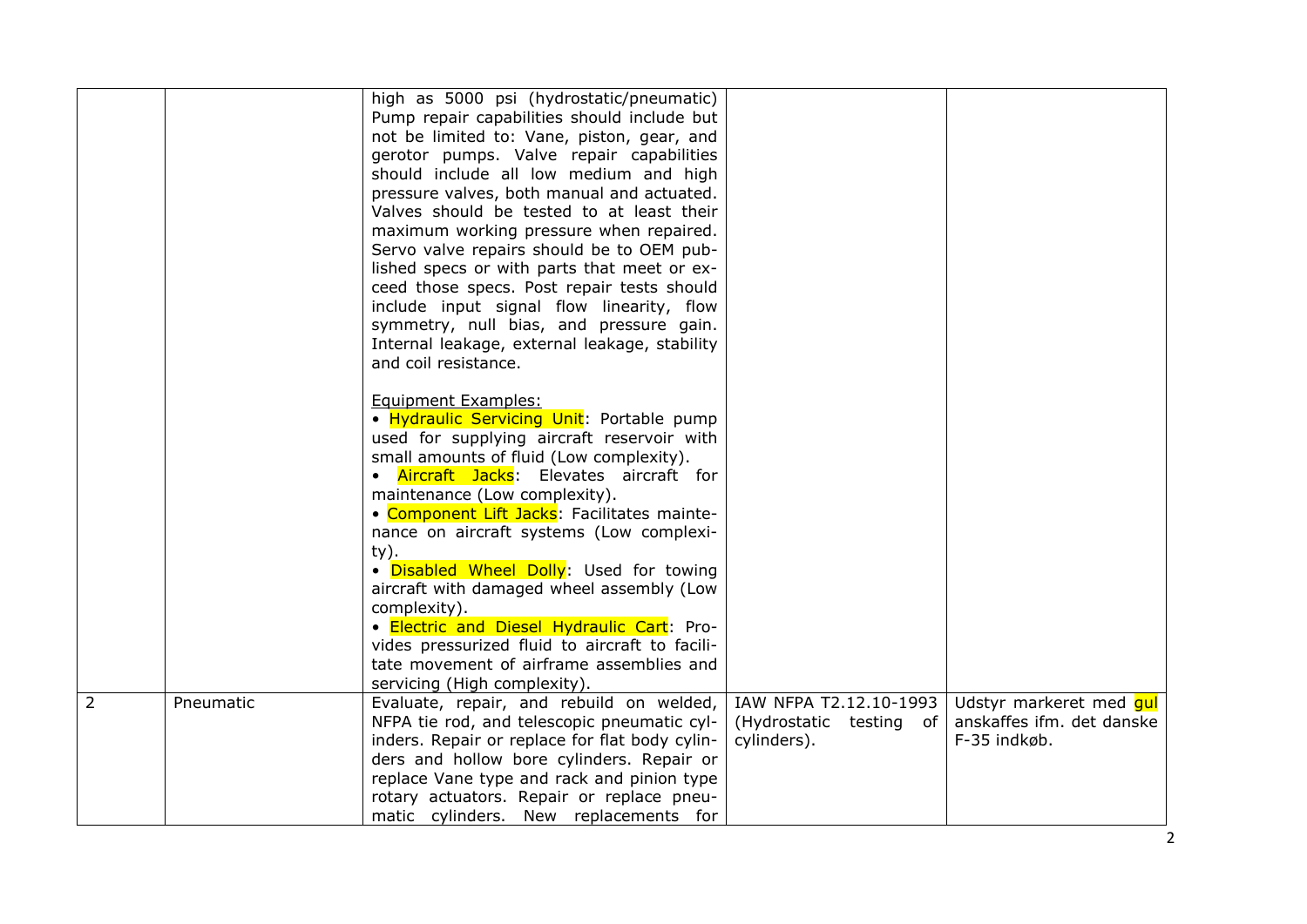| | | | | |
|---|---|---|---|---|
| | | high as 5000 psi (hydrostatic/pneumatic) Pump repair capabilities should include but not be limited to: Vane, piston, gear, and gerotor pumps. Valve repair capabilities should include all low medium and high pressure valves, both manual and actuated. Valves should be tested to at least their maximum working pressure when repaired. Servo valve repairs should be to OEM published specs or with parts that meet or exceed those specs. Post repair tests should include input signal flow linearity, flow symmetry, null bias, and pressure gain. Internal leakage, external leakage, stability and coil resistance.<br><br>Equipment Examples:<br>• Hydraulic Servicing Unit: Portable pump used for supplying aircraft reservoir with small amounts of fluid (Low complexity).<br>• Aircraft Jacks: Elevates aircraft for maintenance (Low complexity).<br>• Component Lift Jacks: Facilitates maintenance on aircraft systems (Low complexity).<br>• Disabled Wheel Dolly: Used for towing aircraft with damaged wheel assembly (Low complexity).<br>• Electric and Diesel Hydraulic Cart: Provides pressurized fluid to aircraft to facilitate movement of airframe assemblies and servicing (High complexity). | | |
| 2 | Pneumatic | Evaluate, repair, and rebuild on welded, NFPA tie rod, and telescopic pneumatic cylinders. Repair or replace for flat body cylinders and hollow bore cylinders. Repair or replace Vane type and rack and pinion type rotary actuators. Repair or replace pneumatic cylinders. New replacements for | IAW NFPA T2.12.10-1993 (Hydrostatic testing of cylinders). | Udstyr markeret med gul anskaffes ifm. det danske F-35 indkøb. |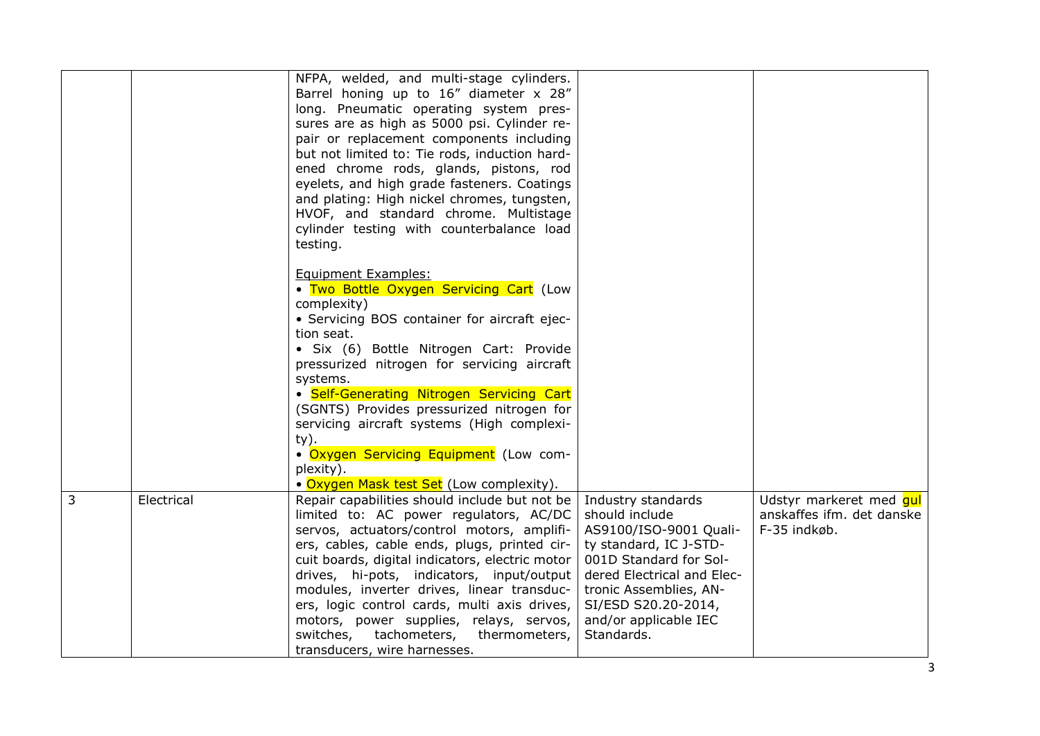| | | | | |
|---|---|---|---|---|
| | | NFPA, welded, and multi-stage cylinders. Barrel honing up to 16" diameter x 28" long. Pneumatic operating system pressures are as high as 5000 psi. Cylinder repair or replacement components including but not limited to: Tie rods, induction hardened chrome rods, glands, pistons, rod eyelets, and high grade fasteners. Coatings and plating: High nickel chromes, tungsten, HVOF, and standard chrome. Multistage cylinder testing with counterbalance load testing.<br><br>Equipment Examples:<br>• Two Bottle Oxygen Servicing Cart (Low complexity)<br>• Servicing BOS container for aircraft ejection seat.<br>• Six (6) Bottle Nitrogen Cart: Provide pressurized nitrogen for servicing aircraft systems.<br>• Self-Generating Nitrogen Servicing Cart (SGNTS) Provides pressurized nitrogen for servicing aircraft systems (High complexity).<br>• Oxygen Servicing Equipment (Low complexity).<br>• Oxygen Mask test Set (Low complexity). | | |
| 3 | Electrical | Repair capabilities should include but not be limited to: AC power regulators, AC/DC servos, actuators/control motors, amplifiers, cables, cable ends, plugs, printed circuit boards, digital indicators, electric motor drives, hi-pots, indicators, input/output modules, inverter drives, linear transducers, logic control cards, multi axis drives, motors, power supplies, relays, servos, switches, tachometers, thermometers, transducers, wire harnesses. | Industry standards should include AS9100/ISO-9001 Quality standard, IC J-STD-001D Standard for Soldered Electrical and Electronic Assemblies, ANSI/ESD S20.20-2014, and/or applicable IEC Standards. | Udstyr markeret med gul anskaffes ifm. det danske F-35 indkøb. |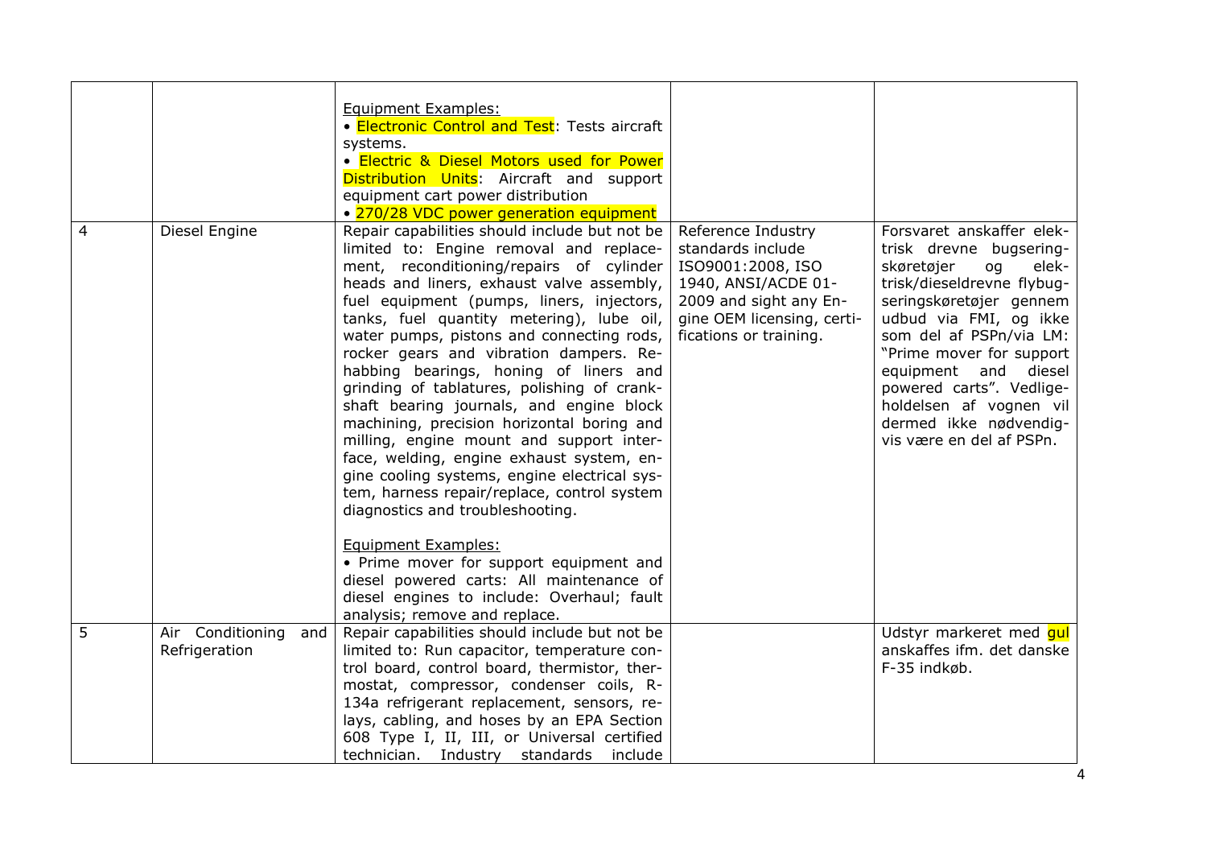| | | | | |
|---|---|---|---|---|
| | | Equipment Examples:<br>• Electronic Control and Test: Tests aircraft systems.<br>• Electric & Diesel Motors used for Power Distribution Units: Aircraft and support equipment cart power distribution<br>• 270/28 VDC power generation equipment | | |
| 4 | Diesel Engine | Repair capabilities should include but not be limited to: Engine removal and replacement, reconditioning/repairs of cylinder heads and liners, exhaust valve assembly, fuel equipment (pumps, liners, injectors, tanks, fuel quantity metering), lube oil, water pumps, pistons and connecting rods, rocker gears and vibration dampers. Rehabbing bearings, honing of liners and grinding of tablatures, polishing of crankshaft bearing journals, and engine block machining, precision horizontal boring and milling, engine mount and support interface, welding, engine exhaust system, engine cooling systems, engine electrical system, harness repair/replace, control system diagnostics and troubleshooting.<br><br>Equipment Examples:<br>• Prime mover for support equipment and diesel powered carts: All maintenance of diesel engines to include: Overhaul; fault analysis; remove and replace. | Reference Industry standards include ISO9001:2008, ISO 1940, ANSI/ACDE 01-2009 and sight any Engine OEM licensing, certifications or training. | Forsvaret anskaffer elektrisk drevne bugseringskøretøjer og elektrisk/dieseldrevne flybugseringskøretøjer gennem udbud via FMI, og ikke som del af PSPn/via LM: "Prime mover for support equipment and diesel powered carts". Vedligeholdelsen af vognen vil dermed ikke nødvendigvis være en del af PSPn. |
| 5 | Air Conditioning and Refrigeration | Repair capabilities should include but not be limited to: Run capacitor, temperature control board, control board, thermistor, thermostat, compressor, condenser coils, R-134a refrigerant replacement, sensors, relays, cabling, and hoses by an EPA Section 608 Type I, II, III, or Universal certified technician. Industry standards include | | Udstyr markeret med gul anskaffes ifm. det danske F-35 indkøb. |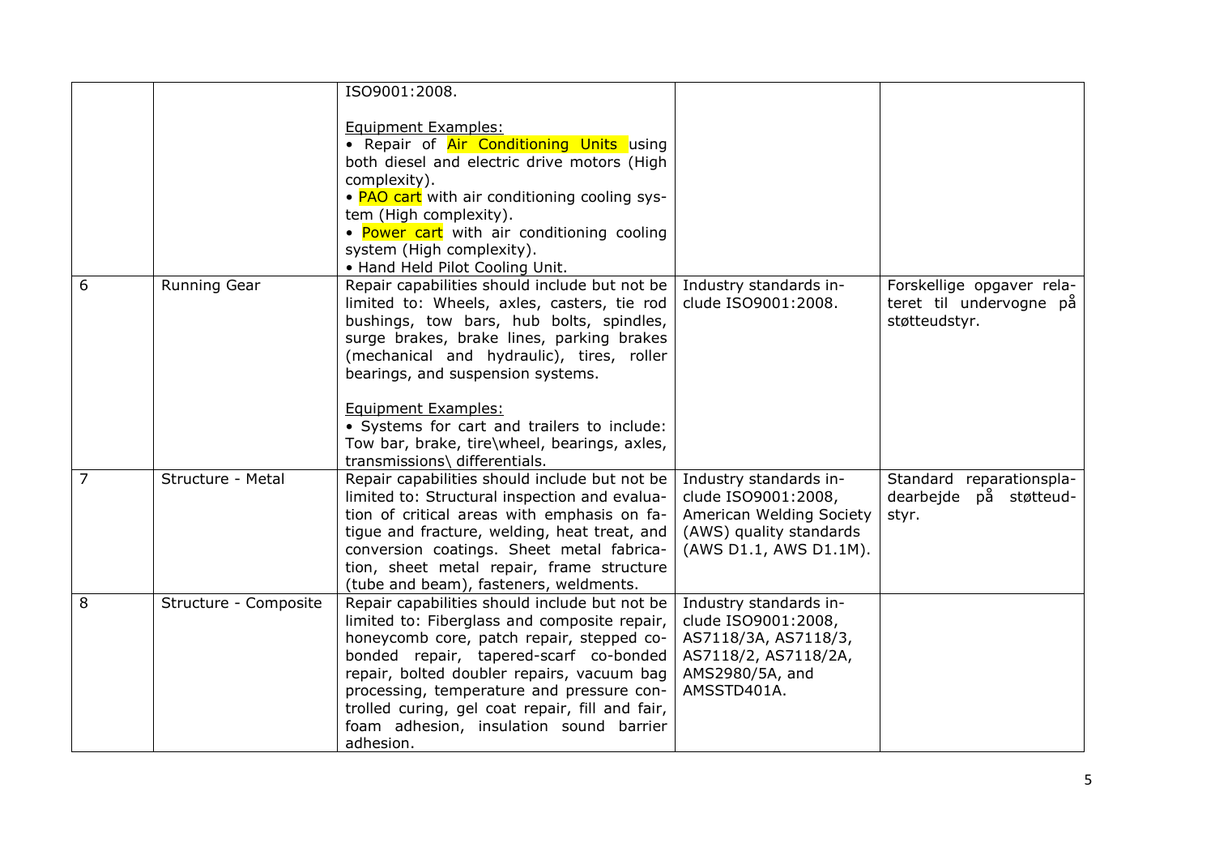| | | | | |
|---|---|---|---|---|
| | | ISO9001:2008.<br><br>Equipment Examples:<br>• Repair of Air Conditioning Units using both diesel and electric drive motors (High complexity).<br>• PAO cart with air conditioning cooling system (High complexity).<br>• Power cart with air conditioning cooling system (High complexity).<br>• Hand Held Pilot Cooling Unit. | | |
| 6 | Running Gear | Repair capabilities should include but not be limited to: Wheels, axles, casters, tie rod bushings, tow bars, hub bolts, spindles, surge brakes, brake lines, parking brakes (mechanical and hydraulic), tires, roller bearings, and suspension systems.<br><br>Equipment Examples:<br>• Systems for cart and trailers to include: Tow bar, brake, tire\wheel, bearings, axles, transmissions\ differentials. | Industry standards include ISO9001:2008. | Forskellige opgaver relateret til undervogne på støtteudstyr. |
| 7 | Structure - Metal | Repair capabilities should include but not be limited to: Structural inspection and evaluation of critical areas with emphasis on fatigue and fracture, welding, heat treat, and conversion coatings. Sheet metal fabrication, sheet metal repair, frame structure (tube and beam), fasteners, weldments. | Industry standards include ISO9001:2008, American Welding Society (AWS) quality standards (AWS D1.1, AWS D1.1M). | Standard reparationspladearbejde på støtteudstyr. |
| 8 | Structure - Composite | Repair capabilities should include but not be limited to: Fiberglass and composite repair, honeycomb core, patch repair, stepped co-bonded repair, tapered-scarf co-bonded repair, bolted doubler repairs, vacuum bag processing, temperature and pressure controlled curing, gel coat repair, fill and fair, foam adhesion, insulation sound barrier adhesion. | Industry standards include ISO9001:2008, AS7118/3A, AS7118/3, AS7118/2, AS7118/2A, AMS2980/5A, and AMSSTD401A. | |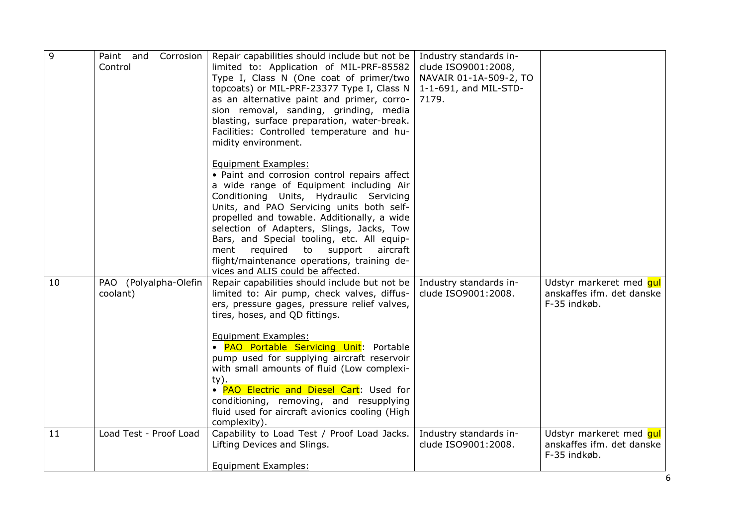| 9 | Paint and Corrosion Control | Repair capabilities should include but not be limited to: Application of MIL-PRF-85582 Type I, Class N (One coat of primer/two topcoats) or MIL-PRF-23377 Type I, Class N as an alternative paint and primer, corrosion removal, sanding, grinding, media blasting, surface preparation, water-break. Facilities: Controlled temperature and humidity environment.<br><br><u>Equipment Examples:</u><br>• Paint and corrosion control repairs affect a wide range of Equipment including Air Conditioning Units, Hydraulic Servicing Units, and PAO Servicing units both self-propelled and towable. Additionally, a wide selection of Adapters, Slings, Jacks, Tow Bars, and Special tooling, etc. All equipment required to support aircraft flight/maintenance operations, training devices and ALIS could be affected. | Industry standards include ISO9001:2008, NAVAIR 01-1A-509-2, TO 1-1-691, and MIL-STD-7179. | |
|---|---|---|---|---|
| 10 | PAO (Polyalpha-Olefin coolant) | Repair capabilities should include but not be limited to: Air pump, check valves, diffusers, pressure gages, pressure relief valves, tires, hoses, and QD fittings.<br><br><u>Equipment Examples:</u><br>• PAO Portable Servicing Unit: Portable pump used for supplying aircraft reservoir with small amounts of fluid (Low complexity).<br>• PAO Electric and Diesel Cart: Used for conditioning, removing, and resupplying fluid used for aircraft avionics cooling (High complexity). | Industry standards include ISO9001:2008. | Udstyr markeret med gul anskaffes ifm. det danske F-35 indkøb. |
| 11 | Load Test - Proof Load | Capability to Load Test / Proof Load Jacks. Lifting Devices and Slings.<br><br><u>Equipment Examples:</u> | Industry standards include ISO9001:2008. | Udstyr markeret med gul anskaffes ifm. det danske F-35 indkøb. |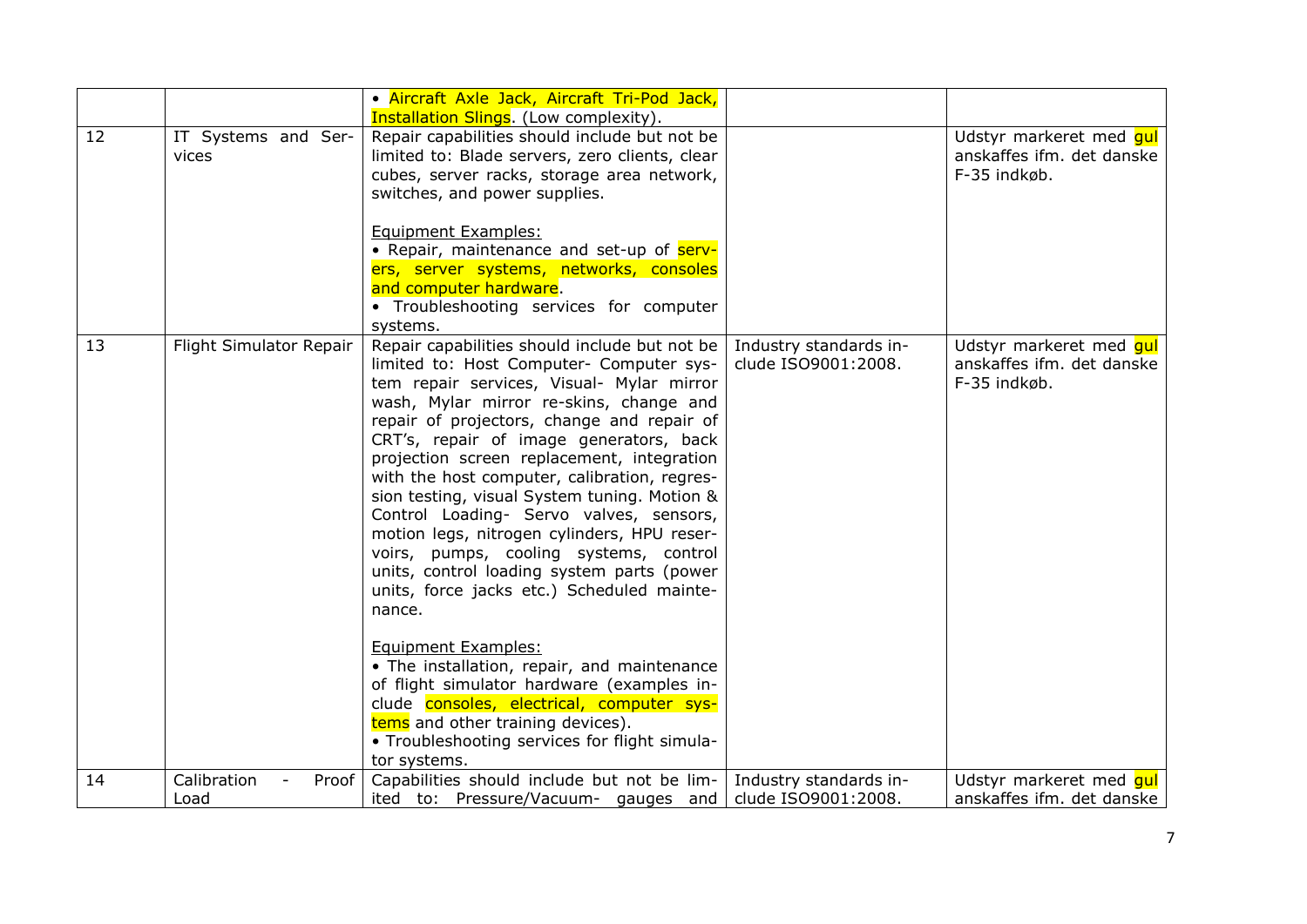| | | | | |
|---|---|---|---|---|
| | | • Aircraft Axle Jack, Aircraft Tri-Pod Jack, Installation Slings. (Low complexity). | | |
| 12 | IT Systems and Services | Repair capabilities should include but not be limited to: Blade servers, zero clients, clear cubes, server racks, storage area network, switches, and power supplies.<br><br>Equipment Examples:<br>• Repair, maintenance and set-up of servers, server systems, networks, consoles and computer hardware.<br>• Troubleshooting services for computer systems. | | Udstyr markeret med gul anskaffes ifm. det danske F-35 indkøb. |
| 13 | Flight Simulator Repair | Repair capabilities should include but not be limited to: Host Computer- Computer system repair services, Visual- Mylar mirror wash, Mylar mirror re-skins, change and repair of projectors, change and repair of CRT's, repair of image generators, back projection screen replacement, integration with the host computer, calibration, regression testing, visual System tuning. Motion & Control Loading- Servo valves, sensors, motion legs, nitrogen cylinders, HPU reservoirs, pumps, cooling systems, control units, control loading system parts (power units, force jacks etc.) Scheduled maintenance.<br><br>Equipment Examples:<br>• The installation, repair, and maintenance of flight simulator hardware (examples include consoles, electrical, computer systems and other training devices).<br>• Troubleshooting services for flight simulator systems. | Industry standards include ISO9001:2008. | Udstyr markeret med gul anskaffes ifm. det danske F-35 indkøb. |
| 14 | Calibration - Proof Load | Capabilities should include but not be limited to: Pressure/Vacuum- gauges and | Industry standards include ISO9001:2008. | Udstyr markeret med gul anskaffes ifm. det danske |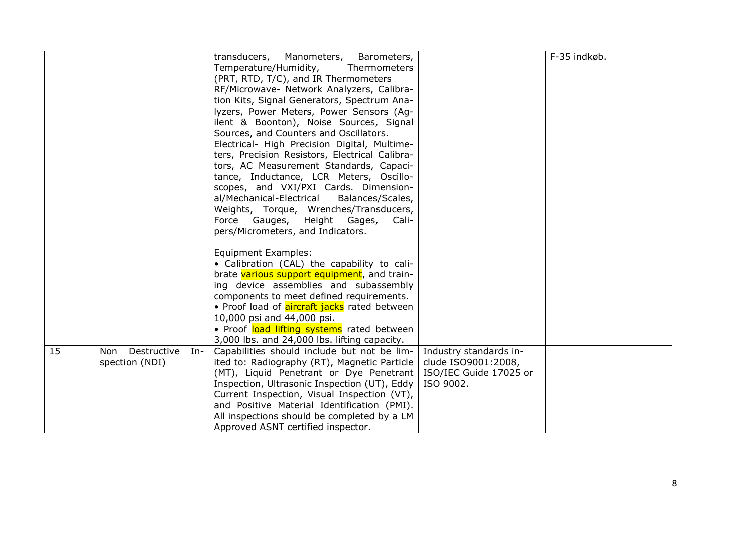| | | | | |
|---|---|---|---|---|
| | | transducers, Manometers, Barometers, Temperature/Humidity, Thermometers (PRT, RTD, T/C), and IR Thermometers RF/Microwave- Network Analyzers, Calibration Kits, Signal Generators, Spectrum Analyzers, Power Meters, Power Sensors (Agilent & Boonton), Noise Sources, Signal Sources, and Counters and Oscillators. Electrical- High Precision Digital, Multimeters, Precision Resistors, Electrical Calibrators, AC Measurement Standards, Capacitance, Inductance, LCR Meters, Oscilloscopes, and VXI/PXI Cards. Dimensional/Mechanical-Electrical Balances/Scales, Weights, Torque, Wrenches/Transducers, Force Gauges, Height Gages, Calipers/Micrometers, and Indicators.<br><br>Equipment Examples:<br>• Calibration (CAL) the capability to calibrate various support equipment, and training device assemblies and subassembly components to meet defined requirements.<br>• Proof load of aircraft jacks rated between 10,000 psi and 44,000 psi.<br>• Proof load lifting systems rated between 3,000 lbs. and 24,000 lbs. lifting capacity. | | F-35 indkøb. |
| 15 | Non Destructive Inspection (NDI) | Capabilities should include but not be limited to: Radiography (RT), Magnetic Particle (MT), Liquid Penetrant or Dye Penetrant Inspection, Ultrasonic Inspection (UT), Eddy Current Inspection, Visual Inspection (VT), and Positive Material Identification (PMI). All inspections should be completed by a LM Approved ASNT certified inspector. | Industry standards include ISO9001:2008, ISO/IEC Guide 17025 or ISO 9002. | |